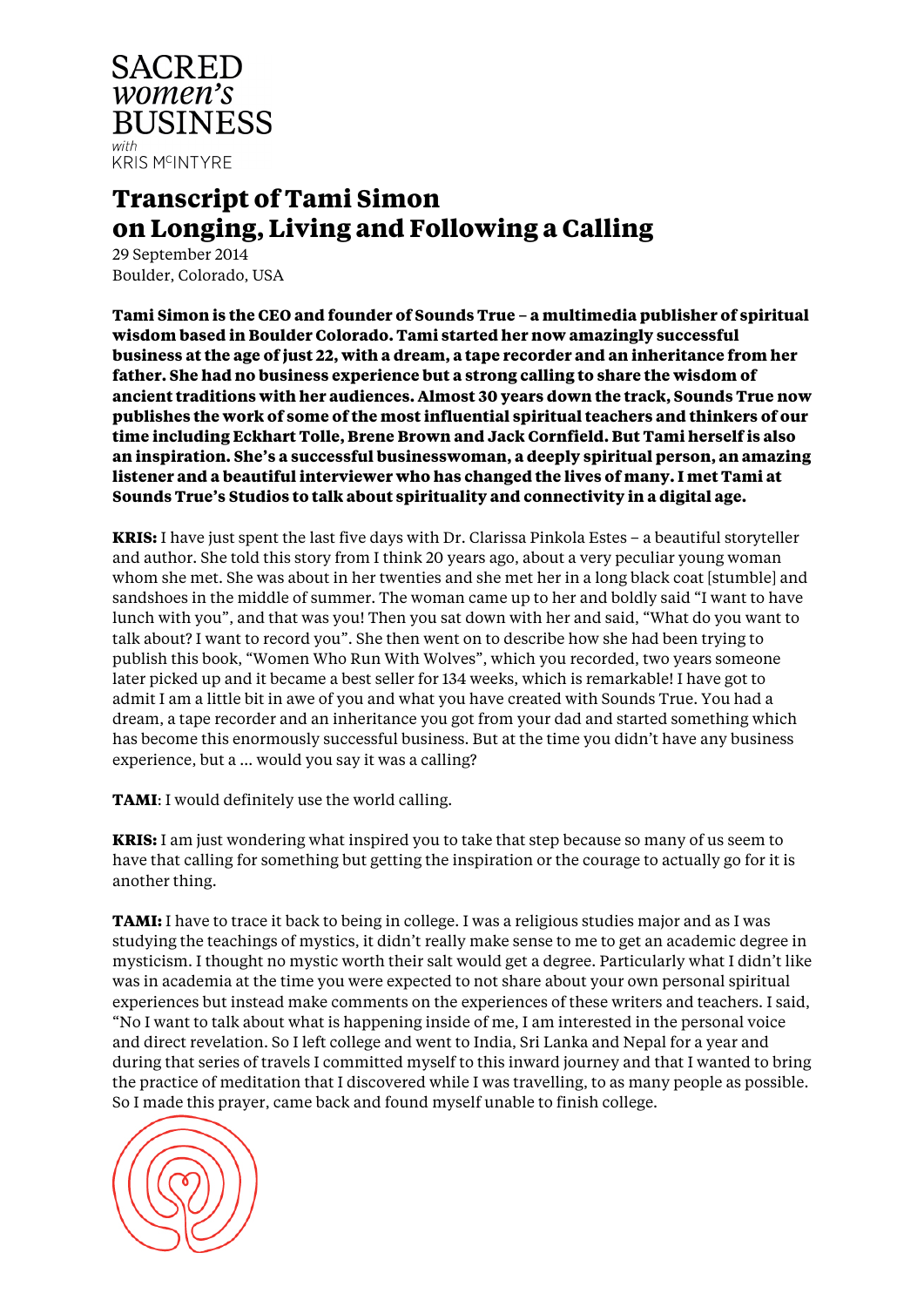SACRED
*women's*
BUSINESS
*with*
KRIS McINTYRE

# Transcript of Tami Simon on Longing, Living and Following a Calling

29 September 2014
Boulder, Colorado, USA

**Tami Simon is the CEO and founder of Sounds True – a multimedia publisher of spiritual wisdom based in Boulder Colorado. Tami started her now amazingly successful business at the age of just 22, with a dream, a tape recorder and an inheritance from her father. She had no business experience but a strong calling to share the wisdom of ancient traditions with her audiences. Almost 30 years down the track, Sounds True now publishes the work of some of the most influential spiritual teachers and thinkers of our time including Eckhart Tolle, Brene Brown and Jack Cornfield. But Tami herself is also an inspiration. She's a successful businesswoman, a deeply spiritual person, an amazing listener and a beautiful interviewer who has changed the lives of many. I met Tami at Sounds True's Studios to talk about spirituality and connectivity in a digital age.**

**KRIS:** I have just spent the last five days with Dr. Clarissa Pinkola Estes – a beautiful storyteller and author. She told this story from I think 20 years ago, about a very peculiar young woman whom she met. She was about in her twenties and she met her in a long black coat [stumble] and sandshoes in the middle of summer. The woman came up to her and boldly said "I want to have lunch with you", and that was you! Then you sat down with her and said, "What do you want to talk about? I want to record you". She then went on to describe how she had been trying to publish this book, "Women Who Run With Wolves", which you recorded, two years someone later picked up and it became a best seller for 134 weeks, which is remarkable! I have got to admit I am a little bit in awe of you and what you have created with Sounds True. You had a dream, a tape recorder and an inheritance you got from your dad and started something which has become this enormously successful business. But at the time you didn't have any business experience, but a ... would you say it was a calling?

**TAMI**: I would definitely use the world calling.

**KRIS:** I am just wondering what inspired you to take that step because so many of us seem to have that calling for something but getting the inspiration or the courage to actually go for it is another thing.

**TAMI:** I have to trace it back to being in college. I was a religious studies major and as I was studying the teachings of mystics, it didn't really make sense to me to get an academic degree in mysticism. I thought no mystic worth their salt would get a degree. Particularly what I didn't like was in academia at the time you were expected to not share about your own personal spiritual experiences but instead make comments on the experiences of these writers and teachers. I said, "No I want to talk about what is happening inside of me, I am interested in the personal voice and direct revelation. So I left college and went to India, Sri Lanka and Nepal for a year and during that series of travels I committed myself to this inward journey and that I wanted to bring the practice of meditation that I discovered while I was travelling, to as many people as possible. So I made this prayer, came back and found myself unable to finish college.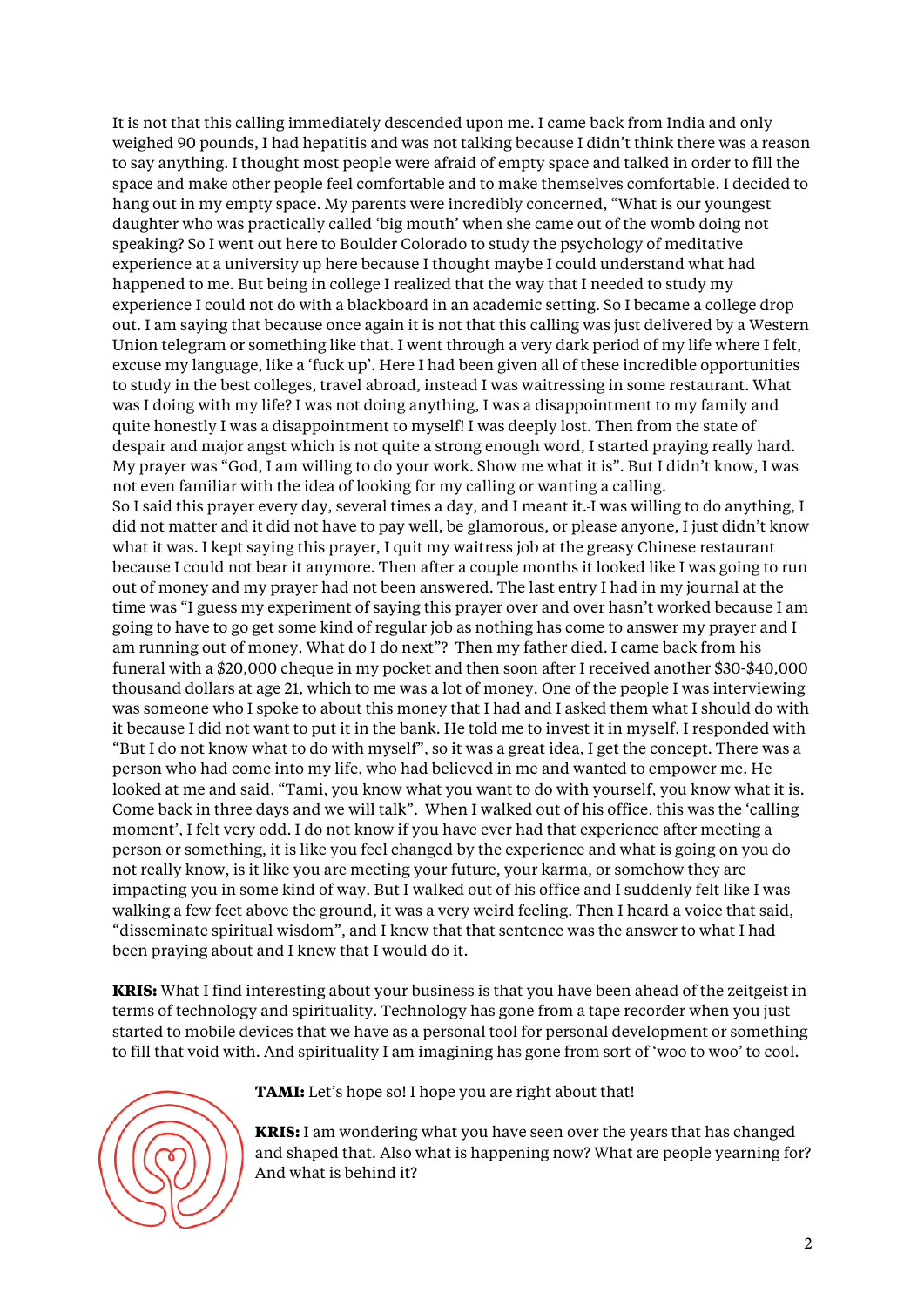It is not that this calling immediately descended upon me. I came back from India and only weighed 90 pounds, I had hepatitis and was not talking because I didn't think there was a reason to say anything. I thought most people were afraid of empty space and talked in order to fill the space and make other people feel comfortable and to make themselves comfortable. I decided to hang out in my empty space. My parents were incredibly concerned, "What is our youngest daughter who was practically called 'big mouth' when she came out of the womb doing not speaking? So I went out here to Boulder Colorado to study the psychology of meditative experience at a university up here because I thought maybe I could understand what had happened to me. But being in college I realized that the way that I needed to study my experience I could not do with a blackboard in an academic setting. So I became a college drop out. I am saying that because once again it is not that this calling was just delivered by a Western Union telegram or something like that. I went through a very dark period of my life where I felt, excuse my language, like a 'fuck up'. Here I had been given all of these incredible opportunities to study in the best colleges, travel abroad, instead I was waitressing in some restaurant. What was I doing with my life? I was not doing anything, I was a disappointment to my family and quite honestly I was a disappointment to myself! I was deeply lost. Then from the state of despair and major angst which is not quite a strong enough word, I started praying really hard. My prayer was "God, I am willing to do your work. Show me what it is". But I didn't know, I was not even familiar with the idea of looking for my calling or wanting a calling.

So I said this prayer every day, several times a day, and I meant it. I was willing to do anything, I did not matter and it did not have to pay well, be glamorous, or please anyone, I just didn't know what it was. I kept saying this prayer, I quit my waitress job at the greasy Chinese restaurant because I could not bear it anymore. Then after a couple months it looked like I was going to run out of money and my prayer had not been answered. The last entry I had in my journal at the time was "I guess my experiment of saying this prayer over and over hasn't worked because I am going to have to go get some kind of regular job as nothing has come to answer my prayer and I am running out of money. What do I do next"? Then my father died. I came back from his funeral with a $20,000 cheque in my pocket and then soon after I received another $30-$40,000 thousand dollars at age 21, which to me was a lot of money. One of the people I was interviewing was someone who I spoke to about this money that I had and I asked them what I should do with it because I did not want to put it in the bank. He told me to invest it in myself. I responded with "But I do not know what to do with myself", so it was a great idea, I get the concept. There was a person who had come into my life, who had believed in me and wanted to empower me. He looked at me and said, "Tami, you know what you want to do with yourself, you know what it is. Come back in three days and we will talk". When I walked out of his office, this was the 'calling moment', I felt very odd. I do not know if you have ever had that experience after meeting a person or something, it is like you feel changed by the experience and what is going on you do not really know, is it like you are meeting your future, your karma, or somehow they are impacting you in some kind of way. But I walked out of his office and I suddenly felt like I was walking a few feet above the ground, it was a very weird feeling. Then I heard a voice that said, "disseminate spiritual wisdom", and I knew that that sentence was the answer to what I had been praying about and I knew that I would do it.

**KRIS:** What I find interesting about your business is that you have been ahead of the zeitgeist in terms of technology and spirituality. Technology has gone from a tape recorder when you just started to mobile devices that we have as a personal tool for personal development or something to fill that void with. And spirituality I am imagining has gone from sort of 'woo to woo' to cool.

**TAMI:** Let's hope so! I hope you are right about that!

**KRIS:** I am wondering what you have seen over the years that has changed and shaped that. Also what is happening now? What are people yearning for? And what is behind it?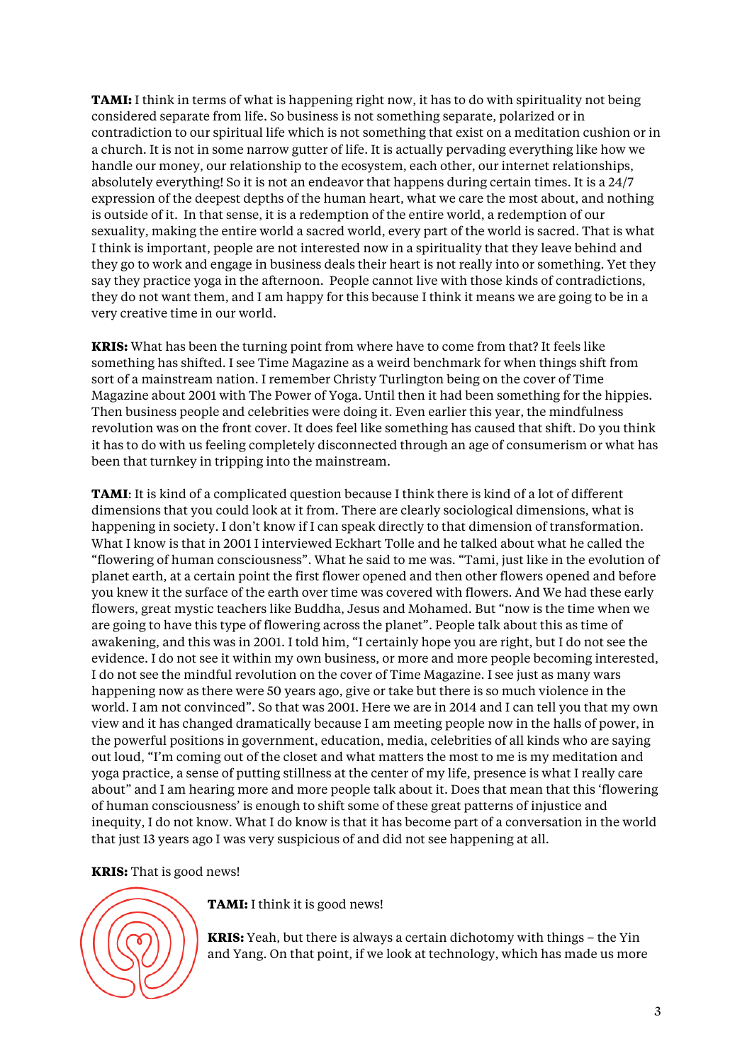**TAMI:** I think in terms of what is happening right now, it has to do with spirituality not being considered separate from life. So business is not something separate, polarized or in contradiction to our spiritual life which is not something that exist on a meditation cushion or in a church. It is not in some narrow gutter of life. It is actually pervading everything like how we handle our money, our relationship to the ecosystem, each other, our internet relationships, absolutely everything! So it is not an endeavor that happens during certain times. It is a 24/7 expression of the deepest depths of the human heart, what we care the most about, and nothing is outside of it. In that sense, it is a redemption of the entire world, a redemption of our sexuality, making the entire world a sacred world, every part of the world is sacred. That is what I think is important, people are not interested now in a spirituality that they leave behind and they go to work and engage in business deals their heart is not really into or something. Yet they say they practice yoga in the afternoon. People cannot live with those kinds of contradictions, they do not want them, and I am happy for this because I think it means we are going to be in a very creative time in our world.

**KRIS:** What has been the turning point from where have to come from that? It feels like something has shifted. I see Time Magazine as a weird benchmark for when things shift from sort of a mainstream nation. I remember Christy Turlington being on the cover of Time Magazine about 2001 with The Power of Yoga. Until then it had been something for the hippies. Then business people and celebrities were doing it. Even earlier this year, the mindfulness revolution was on the front cover. It does feel like something has caused that shift. Do you think it has to do with us feeling completely disconnected through an age of consumerism or what has been that turnkey in tripping into the mainstream.

**TAMI**: It is kind of a complicated question because I think there is kind of a lot of different dimensions that you could look at it from. There are clearly sociological dimensions, what is happening in society. I don't know if I can speak directly to that dimension of transformation. What I know is that in 2001 I interviewed Eckhart Tolle and he talked about what he called the "flowering of human consciousness". What he said to me was. "Tami, just like in the evolution of planet earth, at a certain point the first flower opened and then other flowers opened and before you knew it the surface of the earth over time was covered with flowers. And We had these early flowers, great mystic teachers like Buddha, Jesus and Mohamed. But "now is the time when we are going to have this type of flowering across the planet". People talk about this as time of awakening, and this was in 2001. I told him, "I certainly hope you are right, but I do not see the evidence. I do not see it within my own business, or more and more people becoming interested, I do not see the mindful revolution on the cover of Time Magazine. I see just as many wars happening now as there were 50 years ago, give or take but there is so much violence in the world. I am not convinced". So that was 2001. Here we are in 2014 and I can tell you that my own view and it has changed dramatically because I am meeting people now in the halls of power, in the powerful positions in government, education, media, celebrities of all kinds who are saying out loud, "I'm coming out of the closet and what matters the most to me is my meditation and yoga practice, a sense of putting stillness at the center of my life, presence is what I really care about" and I am hearing more and more people talk about it. Does that mean that this 'flowering of human consciousness' is enough to shift some of these great patterns of injustice and inequity, I do not know. What I do know is that it has become part of a conversation in the world that just 13 years ago I was very suspicious of and did not see happening at all.

**KRIS:** That is good news!

**TAMI:** I think it is good news!

**KRIS:** Yeah, but there is always a certain dichotomy with things – the Yin and Yang. On that point, if we look at technology, which has made us more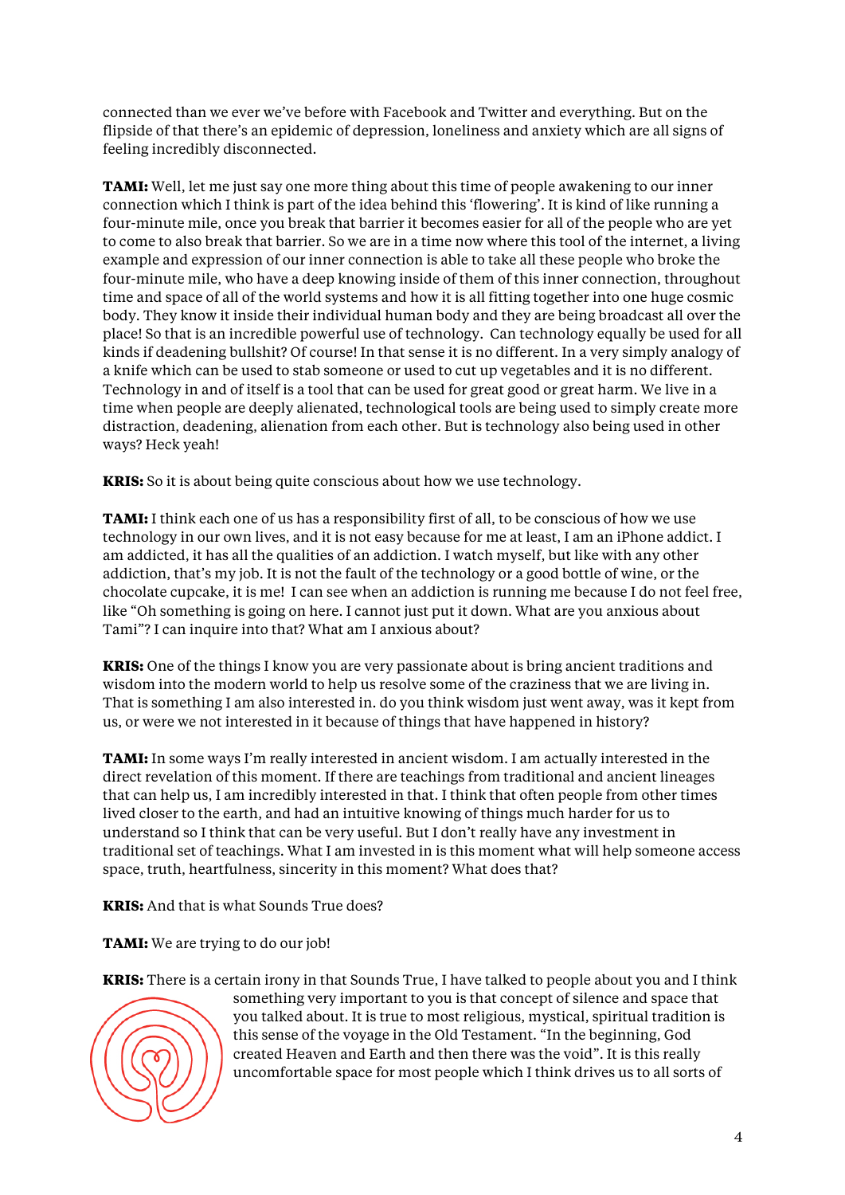connected than we ever we've before with Facebook and Twitter and everything. But on the flipside of that there's an epidemic of depression, loneliness and anxiety which are all signs of feeling incredibly disconnected.

**TAMI:** Well, let me just say one more thing about this time of people awakening to our inner connection which I think is part of the idea behind this 'flowering'. It is kind of like running a four-minute mile, once you break that barrier it becomes easier for all of the people who are yet to come to also break that barrier. So we are in a time now where this tool of the internet, a living example and expression of our inner connection is able to take all these people who broke the four-minute mile, who have a deep knowing inside of them of this inner connection, throughout time and space of all of the world systems and how it is all fitting together into one huge cosmic body. They know it inside their individual human body and they are being broadcast all over the place! So that is an incredible powerful use of technology. Can technology equally be used for all kinds if deadening bullshit? Of course! In that sense it is no different. In a very simply analogy of a knife which can be used to stab someone or used to cut up vegetables and it is no different. Technology in and of itself is a tool that can be used for great good or great harm. We live in a time when people are deeply alienated, technological tools are being used to simply create more distraction, deadening, alienation from each other. But is technology also being used in other ways? Heck yeah!

**KRIS:** So it is about being quite conscious about how we use technology.

**TAMI:** I think each one of us has a responsibility first of all, to be conscious of how we use technology in our own lives, and it is not easy because for me at least, I am an iPhone addict. I am addicted, it has all the qualities of an addiction. I watch myself, but like with any other addiction, that's my job. It is not the fault of the technology or a good bottle of wine, or the chocolate cupcake, it is me! I can see when an addiction is running me because I do not feel free, like "Oh something is going on here. I cannot just put it down. What are you anxious about Tami"? I can inquire into that? What am I anxious about?

**KRIS:** One of the things I know you are very passionate about is bring ancient traditions and wisdom into the modern world to help us resolve some of the craziness that we are living in. That is something I am also interested in. do you think wisdom just went away, was it kept from us, or were we not interested in it because of things that have happened in history?

**TAMI:** In some ways I'm really interested in ancient wisdom. I am actually interested in the direct revelation of this moment. If there are teachings from traditional and ancient lineages that can help us, I am incredibly interested in that. I think that often people from other times lived closer to the earth, and had an intuitive knowing of things much harder for us to understand so I think that can be very useful. But I don't really have any investment in traditional set of teachings. What I am invested in is this moment what will help someone access space, truth, heartfulness, sincerity in this moment? What does that?

**KRIS:** And that is what Sounds True does?

**TAMI:** We are trying to do our job!

**KRIS:** There is a certain irony in that Sounds True, I have talked to people about you and I think something very important to you is that concept of silence and space that you talked about. It is true to most religious, mystical, spiritual tradition is this sense of the voyage in the Old Testament. "In the beginning, God created Heaven and Earth and then there was the void". It is this really uncomfortable space for most people which I think drives us to all sorts of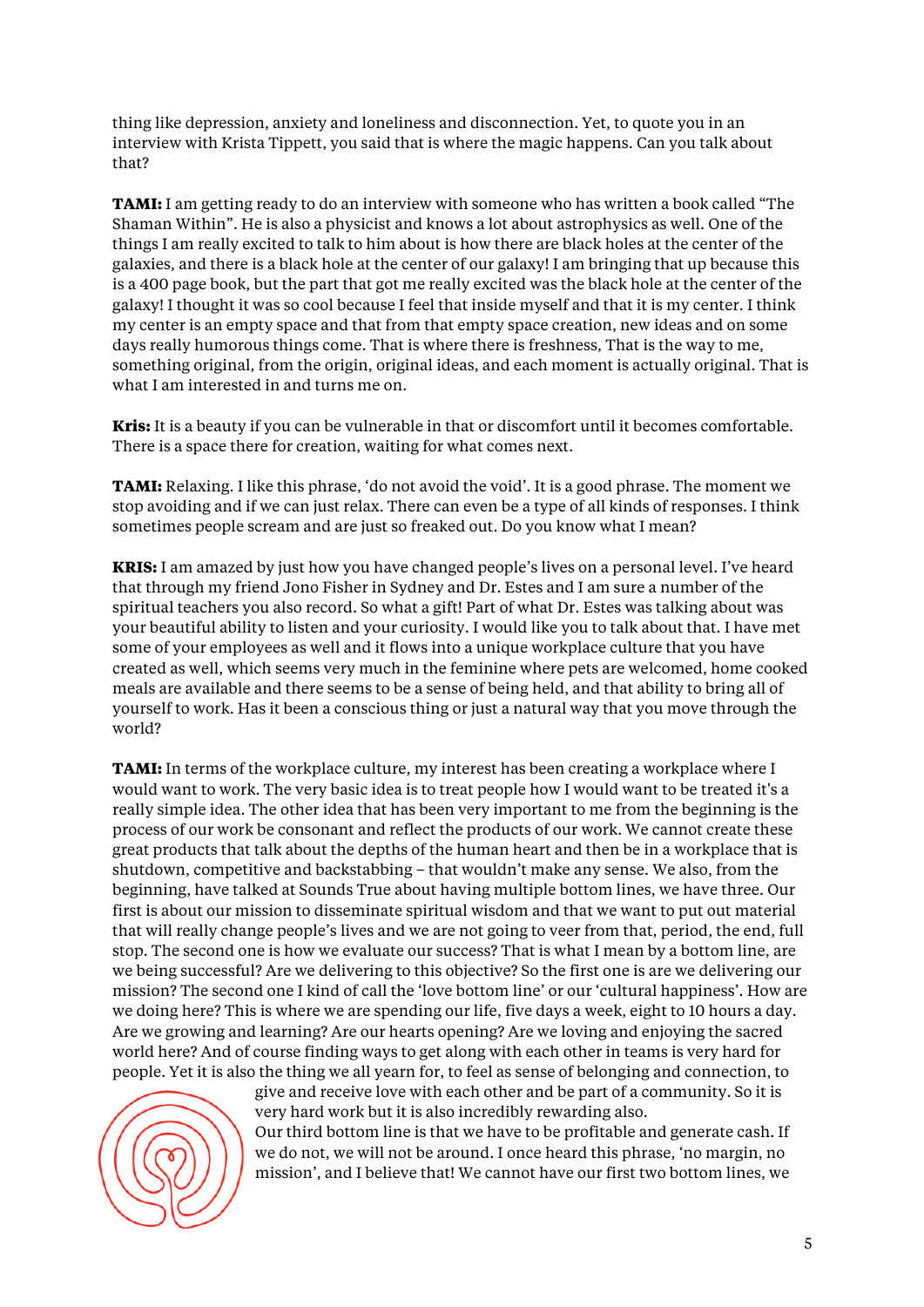thing like depression, anxiety and loneliness and disconnection. Yet, to quote you in an interview with Krista Tippett, you said that is where the magic happens. Can you talk about that?

**TAMI:** I am getting ready to do an interview with someone who has written a book called "The Shaman Within". He is also a physicist and knows a lot about astrophysics as well. One of the things I am really excited to talk to him about is how there are black holes at the center of the galaxies, and there is a black hole at the center of our galaxy! I am bringing that up because this is a 400 page book, but the part that got me really excited was the black hole at the center of the galaxy! I thought it was so cool because I feel that inside myself and that it is my center. I think my center is an empty space and that from that empty space creation, new ideas and on some days really humorous things come. That is where there is freshness, That is the way to me, something original, from the origin, original ideas, and each moment is actually original. That is what I am interested in and turns me on.

**Kris:** It is a beauty if you can be vulnerable in that or discomfort until it becomes comfortable. There is a space there for creation, waiting for what comes next.

**TAMI:** Relaxing. I like this phrase, 'do not avoid the void'. It is a good phrase. The moment we stop avoiding and if we can just relax. There can even be a type of all kinds of responses. I think sometimes people scream and are just so freaked out. Do you know what I mean?

**KRIS:** I am amazed by just how you have changed people's lives on a personal level. I've heard that through my friend Jono Fisher in Sydney and Dr. Estes and I am sure a number of the spiritual teachers you also record. So what a gift! Part of what Dr. Estes was talking about was your beautiful ability to listen and your curiosity. I would like you to talk about that. I have met some of your employees as well and it flows into a unique workplace culture that you have created as well, which seems very much in the feminine where pets are welcomed, home cooked meals are available and there seems to be a sense of being held, and that ability to bring all of yourself to work. Has it been a conscious thing or just a natural way that you move through the world?

**TAMI:** In terms of the workplace culture, my interest has been creating a workplace where I would want to work. The very basic idea is to treat people how I would want to be treated it's a really simple idea. The other idea that has been very important to me from the beginning is the process of our work be consonant and reflect the products of our work. We cannot create these great products that talk about the depths of the human heart and then be in a workplace that is shutdown, competitive and backstabbing – that wouldn't make any sense. We also, from the beginning, have talked at Sounds True about having multiple bottom lines, we have three. Our first is about our mission to disseminate spiritual wisdom and that we want to put out material that will really change people's lives and we are not going to veer from that, period, the end, full stop. The second one is how we evaluate our success? That is what I mean by a bottom line, are we being successful? Are we delivering to this objective? So the first one is are we delivering our mission? The second one I kind of call the 'love bottom line' or our 'cultural happiness'. How are we doing here? This is where we are spending our life, five days a week, eight to 10 hours a day. Are we growing and learning? Are our hearts opening? Are we loving and enjoying the sacred world here? And of course finding ways to get along with each other in teams is very hard for people. Yet it is also the thing we all yearn for, to feel as sense of belonging and connection, to give and receive love with each other and be part of a community. So it is very hard work but it is also incredibly rewarding also.

Our third bottom line is that we have to be profitable and generate cash. If we do not, we will not be around. I once heard this phrase, 'no margin, no mission', and I believe that! We cannot have our first two bottom lines, we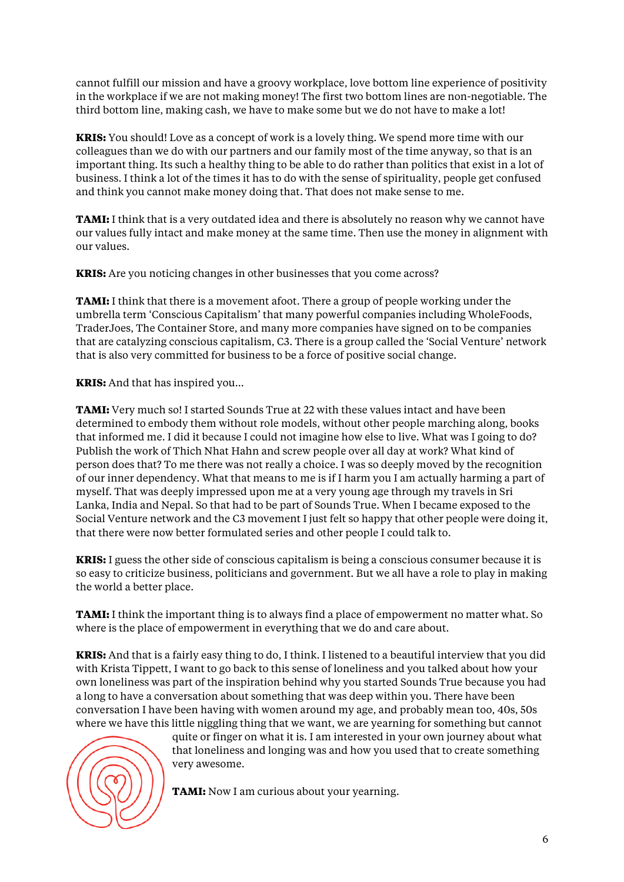cannot fulfill our mission and have a groovy workplace, love bottom line experience of positivity in the workplace if we are not making money! The first two bottom lines are non-negotiable. The third bottom line, making cash, we have to make some but we do not have to make a lot!

**KRIS:** You should! Love as a concept of work is a lovely thing. We spend more time with our colleagues than we do with our partners and our family most of the time anyway, so that is an important thing. Its such a healthy thing to be able to do rather than politics that exist in a lot of business. I think a lot of the times it has to do with the sense of spirituality, people get confused and think you cannot make money doing that. That does not make sense to me.

**TAMI:** I think that is a very outdated idea and there is absolutely no reason why we cannot have our values fully intact and make money at the same time. Then use the money in alignment with our values.

**KRIS:** Are you noticing changes in other businesses that you come across?

**TAMI:** I think that there is a movement afoot. There a group of people working under the umbrella term 'Conscious Capitalism' that many powerful companies including WholeFoods, TraderJoes, The Container Store, and many more companies have signed on to be companies that are catalyzing conscious capitalism, C3. There is a group called the 'Social Venture' network that is also very committed for business to be a force of positive social change.

**KRIS:** And that has inspired you...

**TAMI:** Very much so! I started Sounds True at 22 with these values intact and have been determined to embody them without role models, without other people marching along, books that informed me. I did it because I could not imagine how else to live. What was I going to do? Publish the work of Thich Nhat Hahn and screw people over all day at work? What kind of person does that? To me there was not really a choice. I was so deeply moved by the recognition of our inner dependency. What that means to me is if I harm you I am actually harming a part of myself. That was deeply impressed upon me at a very young age through my travels in Sri Lanka, India and Nepal. So that had to be part of Sounds True. When I became exposed to the Social Venture network and the C3 movement I just felt so happy that other people were doing it, that there were now better formulated series and other people I could talk to.

**KRIS:** I guess the other side of conscious capitalism is being a conscious consumer because it is so easy to criticize business, politicians and government. But we all have a role to play in making the world a better place.

**TAMI:** I think the important thing is to always find a place of empowerment no matter what. So where is the place of empowerment in everything that we do and care about.

**KRIS:** And that is a fairly easy thing to do, I think. I listened to a beautiful interview that you did with Krista Tippett, I want to go back to this sense of loneliness and you talked about how your own loneliness was part of the inspiration behind why you started Sounds True because you had a long to have a conversation about something that was deep within you. There have been conversation I have been having with women around my age, and probably mean too, 40s, 50s where we have this little niggling thing that we want, we are yearning for something but cannot quite or finger on what it is. I am interested in your own journey about what that loneliness and longing was and how you used that to create something very awesome.

**TAMI:** Now I am curious about your yearning.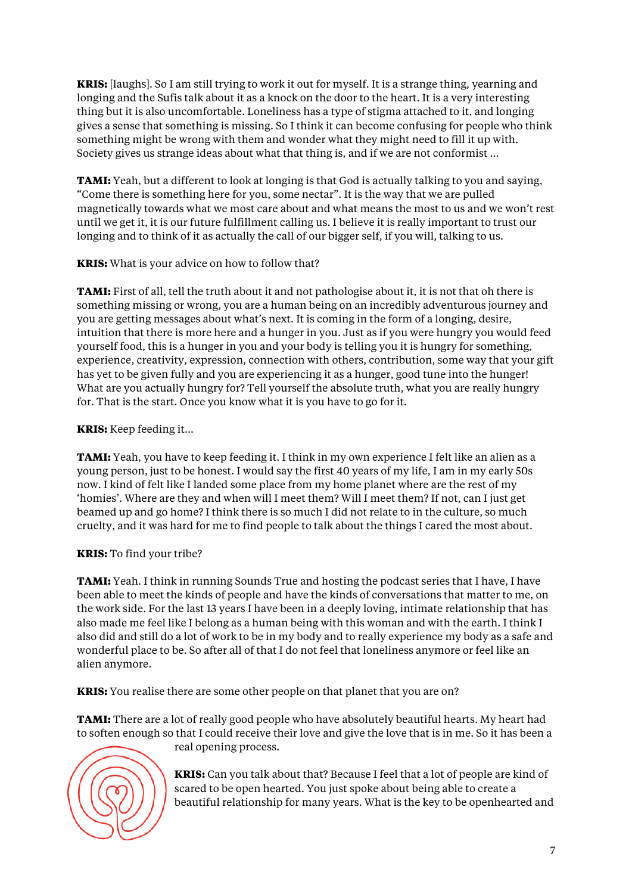**KRIS:** [laughs]. So I am still trying to work it out for myself. It is a strange thing, yearning and longing and the Sufis talk about it as a knock on the door to the heart. It is a very interesting thing but it is also uncomfortable. Loneliness has a type of stigma attached to it, and longing gives a sense that something is missing. So I think it can become confusing for people who think something might be wrong with them and wonder what they might need to fill it up with. Society gives us strange ideas about what that thing is, and if we are not conformist ...

**TAMI:** Yeah, but a different to look at longing is that God is actually talking to you and saying, "Come there is something here for you, some nectar". It is the way that we are pulled magnetically towards what we most care about and what means the most to us and we won't rest until we get it, it is our future fulfillment calling us. I believe it is really important to trust our longing and to think of it as actually the call of our bigger self, if you will, talking to us.

**KRIS:** What is your advice on how to follow that?

**TAMI:** First of all, tell the truth about it and not pathologise about it, it is not that oh there is something missing or wrong, you are a human being on an incredibly adventurous journey and you are getting messages about what's next. It is coming in the form of a longing, desire, intuition that there is more here and a hunger in you. Just as if you were hungry you would feed yourself food, this is a hunger in you and your body is telling you it is hungry for something, experience, creativity, expression, connection with others, contribution, some way that your gift has yet to be given fully and you are experiencing it as a hunger, good tune into the hunger! What are you actually hungry for? Tell yourself the absolute truth, what you are really hungry for. That is the start. Once you know what it is you have to go for it.

**KRIS:** Keep feeding it...

**TAMI:** Yeah, you have to keep feeding it. I think in my own experience I felt like an alien as a young person, just to be honest. I would say the first 40 years of my life, I am in my early 50s now. I kind of felt like I landed some place from my home planet where are the rest of my 'homies'. Where are they and when will I meet them? Will I meet them? If not, can I just get beamed up and go home? I think there is so much I did not relate to in the culture, so much cruelty, and it was hard for me to find people to talk about the things I cared the most about.

**KRIS:** To find your tribe?

**TAMI:** Yeah. I think in running Sounds True and hosting the podcast series that I have, I have been able to meet the kinds of people and have the kinds of conversations that matter to me, on the work side. For the last 13 years I have been in a deeply loving, intimate relationship that has also made me feel like I belong as a human being with this woman and with the earth. I think I also did and still do a lot of work to be in my body and to really experience my body as a safe and wonderful place to be. So after all of that I do not feel that loneliness anymore or feel like an alien anymore.

**KRIS:** You realise there are some other people on that planet that you are on?

**TAMI:** There are a lot of really good people who have absolutely beautiful hearts. My heart had to soften enough so that I could receive their love and give the love that is in me. So it has been a real opening process.

**KRIS:** Can you talk about that? Because I feel that a lot of people are kind of scared to be open hearted. You just spoke about being able to create a beautiful relationship for many years. What is the key to be openhearted and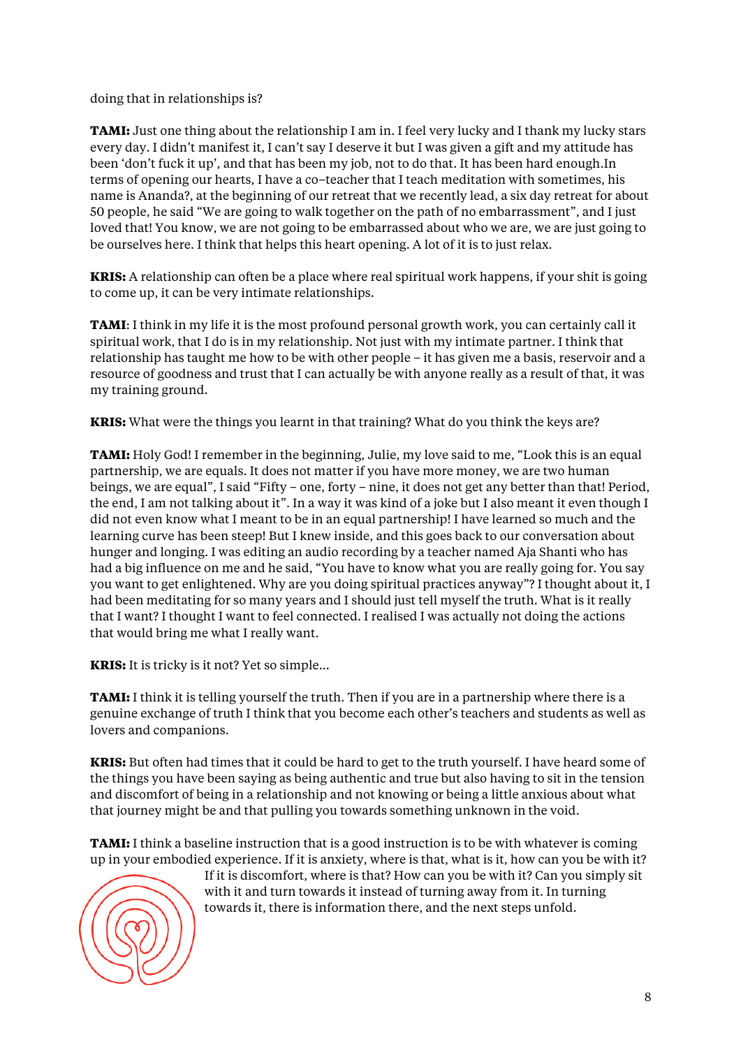doing that in relationships is?

**TAMI:** Just one thing about the relationship I am in. I feel very lucky and I thank my lucky stars every day. I didn't manifest it, I can't say I deserve it but I was given a gift and my attitude has been 'don't fuck it up', and that has been my job, not to do that. It has been hard enough.In terms of opening our hearts, I have a co–teacher that I teach meditation with sometimes, his name is Ananda?, at the beginning of our retreat that we recently lead, a six day retreat for about 50 people, he said "We are going to walk together on the path of no embarrassment", and I just loved that! You know, we are not going to be embarrassed about who we are, we are just going to be ourselves here. I think that helps this heart opening. A lot of it is to just relax.

**KRIS:** A relationship can often be a place where real spiritual work happens, if your shit is going to come up, it can be very intimate relationships.

**TAMI**: I think in my life it is the most profound personal growth work, you can certainly call it spiritual work, that I do is in my relationship. Not just with my intimate partner. I think that relationship has taught me how to be with other people – it has given me a basis, reservoir and a resource of goodness and trust that I can actually be with anyone really as a result of that, it was my training ground.

**KRIS:** What were the things you learnt in that training? What do you think the keys are?

**TAMI:** Holy God! I remember in the beginning, Julie, my love said to me, "Look this is an equal partnership, we are equals. It does not matter if you have more money, we are two human beings, we are equal", I said "Fifty – one, forty – nine, it does not get any better than that! Period, the end, I am not talking about it". In a way it was kind of a joke but I also meant it even though I did not even know what I meant to be in an equal partnership! I have learned so much and the learning curve has been steep! But I knew inside, and this goes back to our conversation about hunger and longing. I was editing an audio recording by a teacher named Aja Shanti who has had a big influence on me and he said, "You have to know what you are really going for. You say you want to get enlightened. Why are you doing spiritual practices anyway"? I thought about it, I had been meditating for so many years and I should just tell myself the truth. What is it really that I want? I thought I want to feel connected. I realised I was actually not doing the actions that would bring me what I really want.

**KRIS:** It is tricky is it not? Yet so simple...

**TAMI:** I think it is telling yourself the truth. Then if you are in a partnership where there is a genuine exchange of truth I think that you become each other's teachers and students as well as lovers and companions.

**KRIS:** But often had times that it could be hard to get to the truth yourself. I have heard some of the things you have been saying as being authentic and true but also having to sit in the tension and discomfort of being in a relationship and not knowing or being a little anxious about what that journey might be and that pulling you towards something unknown in the void.

**TAMI:** I think a baseline instruction that is a good instruction is to be with whatever is coming up in your embodied experience. If it is anxiety, where is that, what is it, how can you be with it? If it is discomfort, where is that? How can you be with it? Can you simply sit with it and turn towards it instead of turning away from it. In turning towards it, there is information there, and the next steps unfold.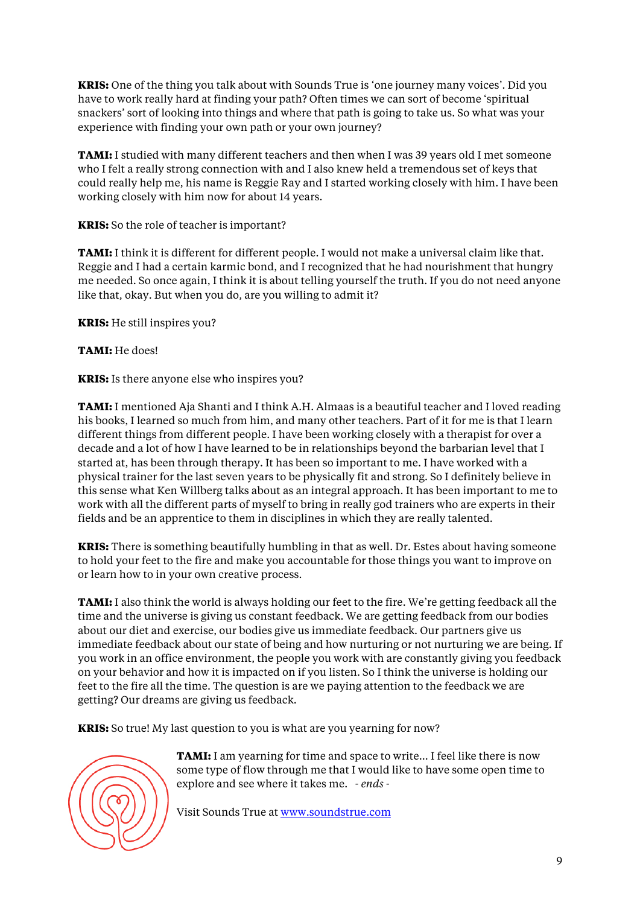**KRIS:** One of the thing you talk about with Sounds True is 'one journey many voices'. Did you have to work really hard at finding your path? Often times we can sort of become 'spiritual snackers' sort of looking into things and where that path is going to take us. So what was your experience with finding your own path or your own journey?

**TAMI:** I studied with many different teachers and then when I was 39 years old I met someone who I felt a really strong connection with and I also knew held a tremendous set of keys that could really help me, his name is Reggie Ray and I started working closely with him. I have been working closely with him now for about 14 years.

**KRIS:** So the role of teacher is important?

**TAMI:** I think it is different for different people. I would not make a universal claim like that. Reggie and I had a certain karmic bond, and I recognized that he had nourishment that hungry me needed. So once again, I think it is about telling yourself the truth. If you do not need anyone like that, okay. But when you do, are you willing to admit it?

**KRIS:** He still inspires you?

**TAMI:** He does!

**KRIS:** Is there anyone else who inspires you?

**TAMI:** I mentioned Aja Shanti and I think A.H. Almaas is a beautiful teacher and I loved reading his books, I learned so much from him, and many other teachers. Part of it for me is that I learn different things from different people. I have been working closely with a therapist for over a decade and a lot of how I have learned to be in relationships beyond the barbarian level that I started at, has been through therapy. It has been so important to me. I have worked with a physical trainer for the last seven years to be physically fit and strong. So I definitely believe in this sense what Ken Willberg talks about as an integral approach. It has been important to me to work with all the different parts of myself to bring in really god trainers who are experts in their fields and be an apprentice to them in disciplines in which they are really talented.

**KRIS:** There is something beautifully humbling in that as well. Dr. Estes about having someone to hold your feet to the fire and make you accountable for those things you want to improve on or learn how to in your own creative process.

**TAMI:** I also think the world is always holding our feet to the fire. We're getting feedback all the time and the universe is giving us constant feedback. We are getting feedback from our bodies about our diet and exercise, our bodies give us immediate feedback. Our partners give us immediate feedback about our state of being and how nurturing or not nurturing we are being. If you work in an office environment, the people you work with are constantly giving you feedback on your behavior and how it is impacted on if you listen. So I think the universe is holding our feet to the fire all the time. The question is are we paying attention to the feedback we are getting? Our dreams are giving us feedback.

**KRIS:** So true! My last question to you is what are you yearning for now?

**TAMI:** I am yearning for time and space to write... I feel like there is now some type of flow through me that I would like to have some open time to explore and see where it takes me. *- ends -*

Visit Sounds True at [www.soundstrue.com](www.soundstrue.com)